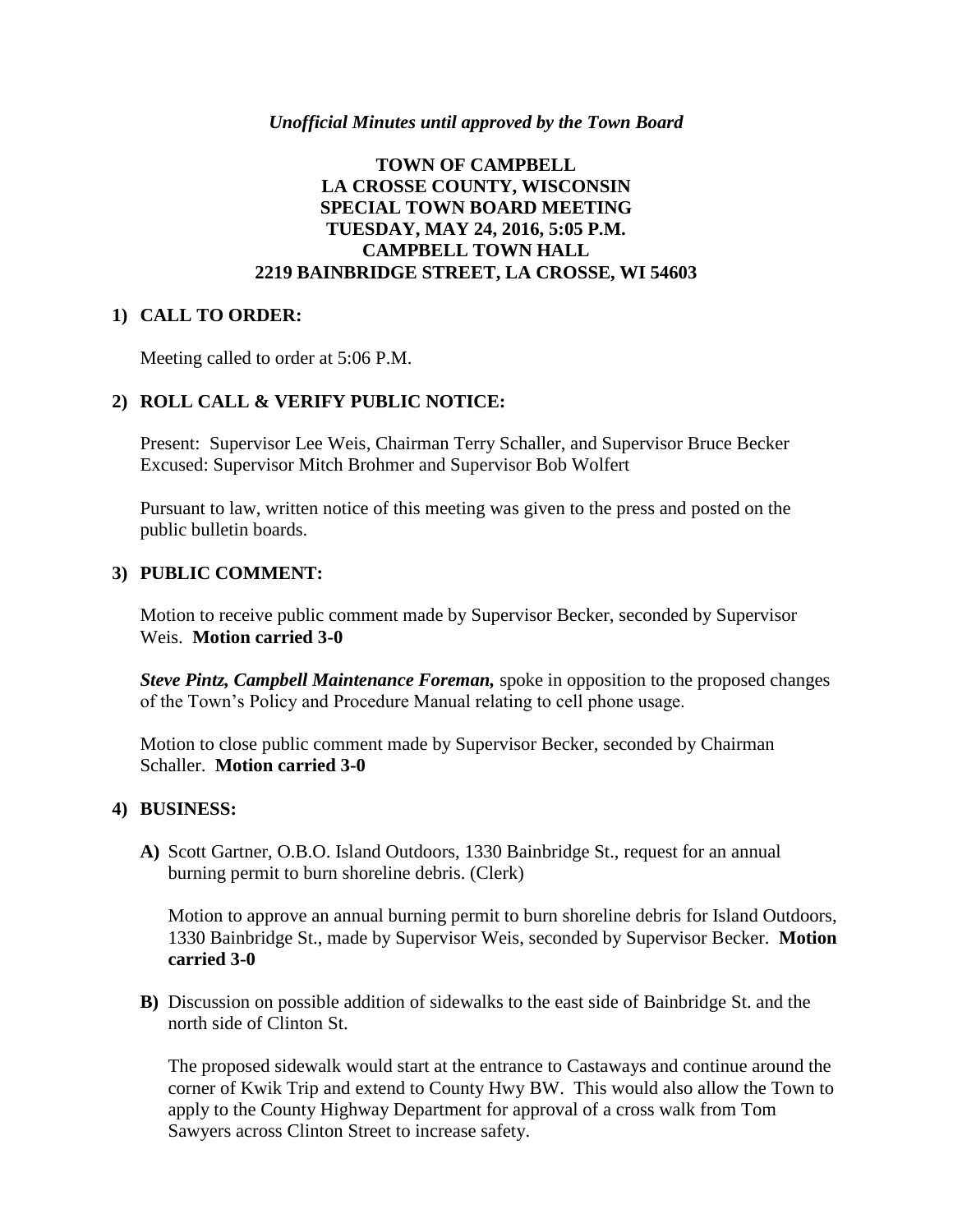*Unofficial Minutes until approved by the Town Board*

# TOWN OF CAMPBELL
## LA CROSSE COUNTY, WISCONSIN
## SPECIAL TOWN BOARD MEETING
## TUESDAY, MAY 24, 2016, 5:05 P.M.
## CAMPBELL TOWN HALL
## 2219 BAINBRIDGE STREET, LA CROSSE, WI 54603

### 1) CALL TO ORDER:

Meeting called to order at 5:06 P.M.

### 2) ROLL CALL & VERIFY PUBLIC NOTICE:

Present: Supervisor Lee Weis, Chairman Terry Schaller, and Supervisor Bruce Becker
Excused: Supervisor Mitch Brohmer and Supervisor Bob Wolfert

Pursuant to law, written notice of this meeting was given to the press and posted on the public bulletin boards.

### 3) PUBLIC COMMENT:

Motion to receive public comment made by Supervisor Becker, seconded by Supervisor Weis. **Motion carried 3-0**

***Steve Pintz, Campbell Maintenance Foreman,*** spoke in opposition to the proposed changes of the Town's Policy and Procedure Manual relating to cell phone usage.

Motion to close public comment made by Supervisor Becker, seconded by Chairman Schaller. **Motion carried 3-0**

### 4) BUSINESS:

**A)** Scott Gartner, O.B.O. Island Outdoors, 1330 Bainbridge St., request for an annual burning permit to burn shoreline debris. (Clerk)

Motion to approve an annual burning permit to burn shoreline debris for Island Outdoors, 1330 Bainbridge St., made by Supervisor Weis, seconded by Supervisor Becker. **Motion carried 3-0**

**B)** Discussion on possible addition of sidewalks to the east side of Bainbridge St. and the north side of Clinton St.

The proposed sidewalk would start at the entrance to Castaways and continue around the corner of Kwik Trip and extend to County Hwy BW. This would also allow the Town to apply to the County Highway Department for approval of a cross walk from Tom Sawyers across Clinton Street to increase safety.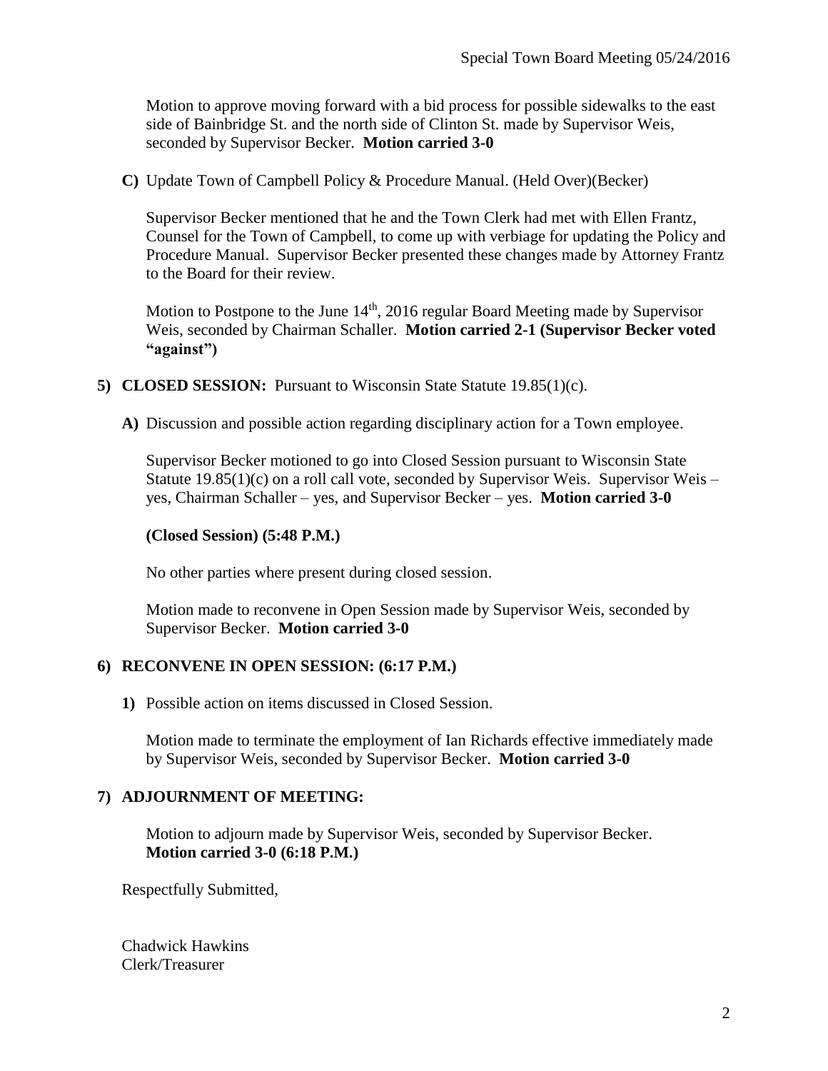Motion to approve moving forward with a bid process for possible sidewalks to the east side of Bainbridge St. and the north side of Clinton St. made by Supervisor Weis, seconded by Supervisor Becker. **Motion carried 3-0**

**C)** Update Town of Campbell Policy & Procedure Manual. (Held Over)(Becker)

Supervisor Becker mentioned that he and the Town Clerk had met with Ellen Frantz, Counsel for the Town of Campbell, to come up with verbiage for updating the Policy and Procedure Manual. Supervisor Becker presented these changes made by Attorney Frantz to the Board for their review.

Motion to Postpone to the June 14th, 2016 regular Board Meeting made by Supervisor Weis, seconded by Chairman Schaller. **Motion carried 2-1 (Supervisor Becker voted "against")**

**5) CLOSED SESSION:** Pursuant to Wisconsin State Statute 19.85(1)(c).

**A)** Discussion and possible action regarding disciplinary action for a Town employee.

Supervisor Becker motioned to go into Closed Session pursuant to Wisconsin State Statute 19.85(1)(c) on a roll call vote, seconded by Supervisor Weis. Supervisor Weis – yes, Chairman Schaller – yes, and Supervisor Becker – yes. **Motion carried 3-0**

**(Closed Session) (5:48 P.M.)**

No other parties where present during closed session.

Motion made to reconvene in Open Session made by Supervisor Weis, seconded by Supervisor Becker. **Motion carried 3-0**

**6) RECONVENE IN OPEN SESSION: (6:17 P.M.)**

**1)** Possible action on items discussed in Closed Session.

Motion made to terminate the employment of Ian Richards effective immediately made by Supervisor Weis, seconded by Supervisor Becker. **Motion carried 3-0**

**7) ADJOURNMENT OF MEETING:**

Motion to adjourn made by Supervisor Weis, seconded by Supervisor Becker. **Motion carried 3-0 (6:18 P.M.)**

Respectfully Submitted,

Chadwick Hawkins
Clerk/Treasurer